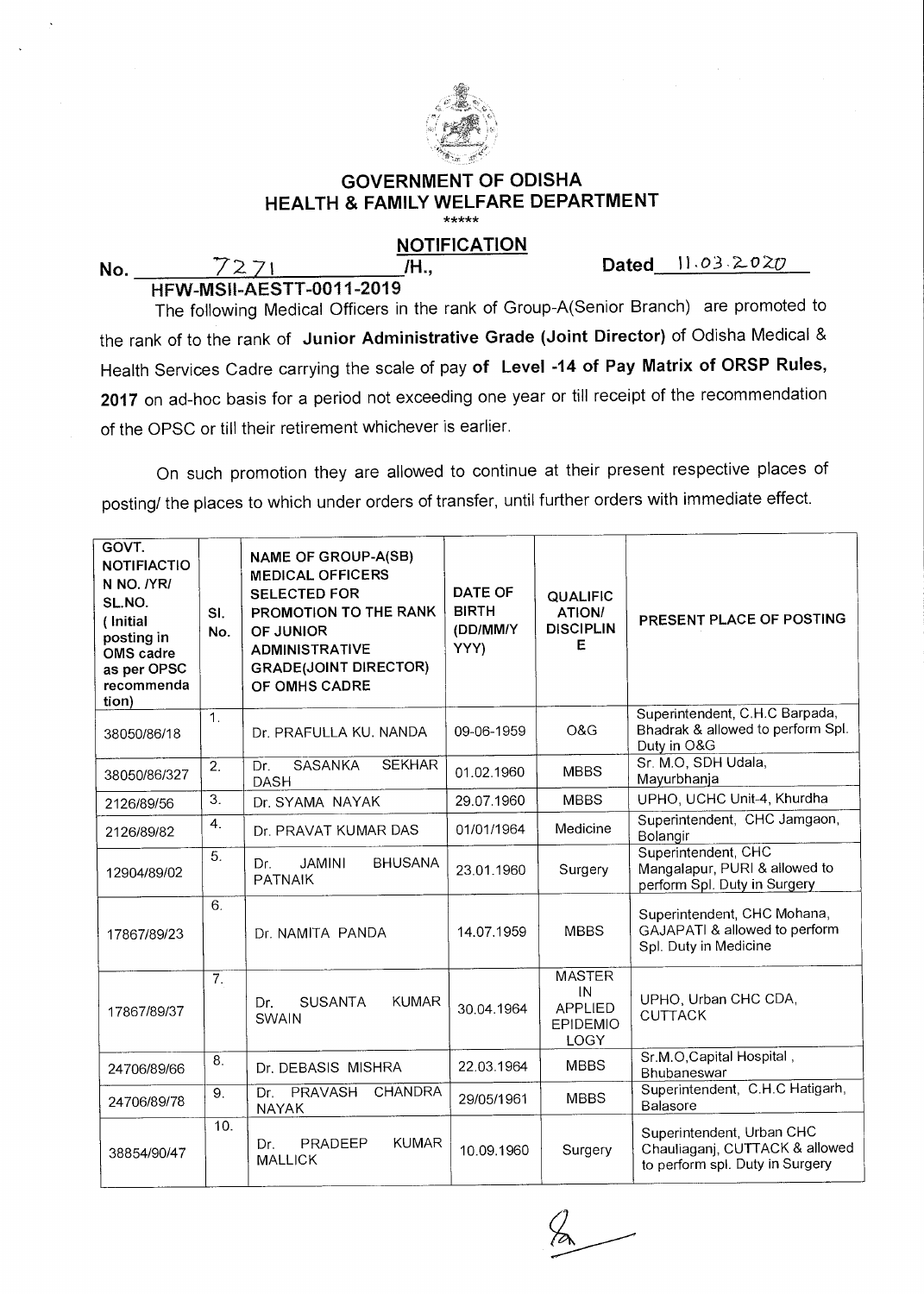# GOVERNMENT OF ODISHA
## HEALTH & FAMILY WELFARE DEPARTMENT

\*\*\*\*\*

## NOTIFICATION

No. 7271 /H., Dated 11.03.2020

HFW-MSII-AESTT-0011-2019

The following Medical Officers in the rank of Group-A(Senior Branch) are promoted to the rank of to the rank of **Junior Administrative Grade (Joint Director)** of Odisha Medical & Health Services Cadre carrying the scale of pay **of Level -14 of Pay Matrix of ORSP Rules, 2017** on ad-hoc basis for a period not exceeding one year or till receipt of the recommendation of the OPSC or till their retirement whichever is earlier.

On such promotion they are allowed to continue at their present respective places of posting/ the places to which under orders of transfer, until further orders with immediate effect.

| GOVT. NOTIFIACTION NO. /YR/ SL.NO. ( Initial posting in OMS cadre as per OPSC recommendation) | Sl. No. | NAME OF GROUP-A(SB) MEDICAL OFFICERS SELECTED FOR PROMOTION TO THE RANK OF JUNIOR ADMINISTRATIVE GRADE(JOINT DIRECTOR) OF OMHS CADRE | DATE OF BIRTH (DD/MM/YYYY) | QUALIFICATION/ DISCIPLINE | PRESENT PLACE OF POSTING |
|---|---|---|---|---|---|
| 38050/86/18 | 1. | Dr. PRAFULLA KU. NANDA | 09-06-1959 | O&G | Superintendent, C.H.C Barpada, Bhadrak & allowed to perform Spl. Duty in O&G |
| 38050/86/327 | 2. | Dr. SASANKA SEKHAR DASH | 01.02.1960 | MBBS | Sr. M.O, SDH Udala, Mayurbhanja |
| 2126/89/56 | 3. | Dr. SYAMA NAYAK | 29.07.1960 | MBBS | UPHO, UCHC Unit-4, Khurdha |
| 2126/89/82 | 4. | Dr. PRAVAT KUMAR DAS | 01/01/1964 | Medicine | Superintendent, CHC Jamgaon, Bolangir |
| 12904/89/02 | 5. | Dr. JAMINI BHUSANA PATNAIK | 23.01.1960 | Surgery | Superintendent, CHC Mangalapur, PURI & allowed to perform Spl. Duty in Surgery |
| 17867/89/23 | 6. | Dr. NAMITA PANDA | 14.07.1959 | MBBS | Superintendent, CHC Mohana, GAJAPATI & allowed to perform Spl. Duty in Medicine |
| 17867/89/37 | 7. | Dr. SUSANTA KUMAR SWAIN | 30.04.1964 | MASTER IN APPLIED EPIDEMIOLOGY | UPHO, Urban CHC CDA, CUTTACK |
| 24706/89/66 | 8. | Dr. DEBASIS MISHRA | 22.03.1964 | MBBS | Sr.M.O,Capital Hospital , Bhubaneswar |
| 24706/89/78 | 9. | Dr. PRAVASH CHANDRA NAYAK | 29/05/1961 | MBBS | Superintendent, C.H.C Hatigarh, Balasore |
| 38854/90/47 | 10. | Dr. PRADEEP KUMAR MALLICK | 10.09.1960 | Surgery | Superintendent, Urban CHC Chauliaganj, CUTTACK & allowed to perform spl. Duty in Surgery |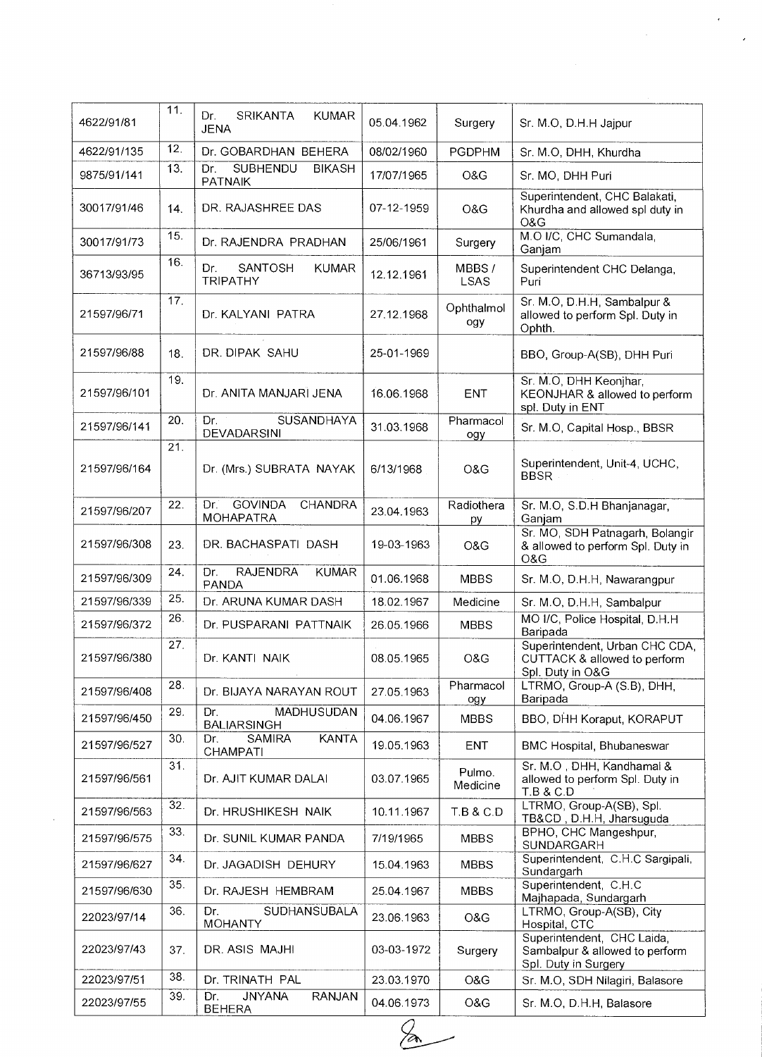| 4622/91/81 | 11. | Dr. SRIKANTA KUMAR JENA | 05.04.1962 | Surgery | Sr. M.O, D.H.H Jajpur |
|---|---|---|---|---|---|
| 4622/91/135 | 12. | Dr. GOBARDHAN BEHERA | 08/02/1960 | PGDPHM | Sr. M.O, DHH, Khurdha |
| 9875/91/141 | 13. | Dr. SUBHENDU BIKASH PATNAIK | 17/07/1965 | O&G | Sr. MO, DHH Puri |
| 30017/91/46 | 14. | DR. RAJASHREE DAS | 07-12-1959 | O&G | Superintendent, CHC Balakati, Khurdha and allowed spl duty in O&G |
| 30017/91/73 | 15. | Dr. RAJENDRA PRADHAN | 25/06/1961 | Surgery | M.O I/C, CHC Sumandala, Ganjam |
| 36713/93/95 | 16. | Dr. SANTOSH KUMAR TRIPATHY | 12.12.1961 | MBBS / LSAS | Superintendent CHC Delanga, Puri |
| 21597/96/71 | 17. | Dr. KALYANI PATRA | 27.12.1968 | Ophthalmology | Sr. M.O, D.H.H, Sambalpur & allowed to perform Spl. Duty in Ophth. |
| 21597/96/88 | 18. | DR. DIPAK SAHU | 25-01-1969 | | BBO, Group-A(SB), DHH Puri |
| 21597/96/101 | 19. | Dr. ANITA MANJARI JENA | 16.06.1968 | ENT | Sr. M.O, DHH Keonjhar, KEONJHAR & allowed to perform spl. Duty in ENT |
| 21597/96/141 | 20. | Dr. SUSANDHAYA DEVADARSINI | 31.03.1968 | Pharmacology | Sr. M.O, Capital Hosp., BBSR |
| 21597/96/164 | 21. | Dr. (Mrs.) SUBRATA NAYAK | 6/13/1968 | O&G | Superintendent, Unit-4, UCHC, BBSR |
| 21597/96/207 | 22. | Dr. GOVINDA CHANDRA MOHAPATRA | 23.04.1963 | Radiotherapy | Sr. M.O, S.D.H Bhanjanagar, Ganjam |
| 21597/96/308 | 23. | DR. BACHASPATI DASH | 19-03-1963 | O&G | Sr. MO, SDH Patnagarh, Bolangir & allowed to perform Spl. Duty in O&G |
| 21597/96/309 | 24. | Dr. RAJENDRA KUMAR PANDA | 01.06.1968 | MBBS | Sr. M.O, D.H.H, Nawarangpur |
| 21597/96/339 | 25. | Dr. ARUNA KUMAR DASH | 18.02.1967 | Medicine | Sr. M.O, D.H.H, Sambalpur |
| 21597/96/372 | 26. | Dr. PUSPARANI PATTNAIK | 26.05.1966 | MBBS | MO I/C, Police Hospital, D.H.H Baripada |
| 21597/96/380 | 27. | Dr. KANTI NAIK | 08.05.1965 | O&G | Superintendent, Urban CHC CDA, CUTTACK & allowed to perform Spl. Duty in O&G |
| 21597/96/408 | 28. | Dr. BIJAYA NARAYAN ROUT | 27.05.1963 | Pharmacology | LTRMO, Group-A (S.B), DHH, Baripada |
| 21597/96/450 | 29. | Dr. MADHUSUDAN BALIARSINGH | 04.06.1967 | MBBS | BBO, DHH Koraput, KORAPUT |
| 21597/96/527 | 30. | Dr. SAMIRA KANTA CHAMPATI | 19.05.1963 | ENT | BMC Hospital, Bhubaneswar |
| 21597/96/561 | 31. | Dr. AJIT KUMAR DALAI | 03.07.1965 | Pulmo. Medicine | Sr. M.O , DHH, Kandhamal & allowed to perform Spl. Duty in T.B & C.D |
| 21597/96/563 | 32. | Dr. HRUSHIKESH NAIK | 10.11.1967 | T.B & C.D | LTRMO, Group-A(SB), Spl. TB&CD , D.H.H, Jharsuguda |
| 21597/96/575 | 33. | Dr. SUNIL KUMAR PANDA | 7/19/1965 | MBBS | BPHO, CHC Mangeshpur, SUNDARGARH |
| 21597/96/627 | 34. | Dr. JAGADISH DEHURY | 15.04.1963 | MBBS | Superintendent, C.H.C Sargipali, Sundargarh |
| 21597/96/630 | 35. | Dr. RAJESH HEMBRAM | 25.04.1967 | MBBS | Superintendent, C.H.C Majhapada, Sundargarh |
| 22023/97/14 | 36. | Dr. SUDHANSUBALA MOHANTY | 23.06.1963 | O&G | LTRMO, Group-A(SB), City Hospital, CTC |
| 22023/97/43 | 37. | DR. ASIS MAJHI | 03-03-1972 | Surgery | Superintendent, CHC Laida, Sambalpur & allowed to perform Spl. Duty in Surgery |
| 22023/97/51 | 38. | Dr. TRINATH PAL | 23.03.1970 | O&G | Sr. M.O, SDH Nilagiri, Balasore |
| 22023/97/55 | 39. | Dr. JNYANA RANJAN BEHERA | 04.06.1973 | O&G | Sr. M.O, D.H.H, Balasore |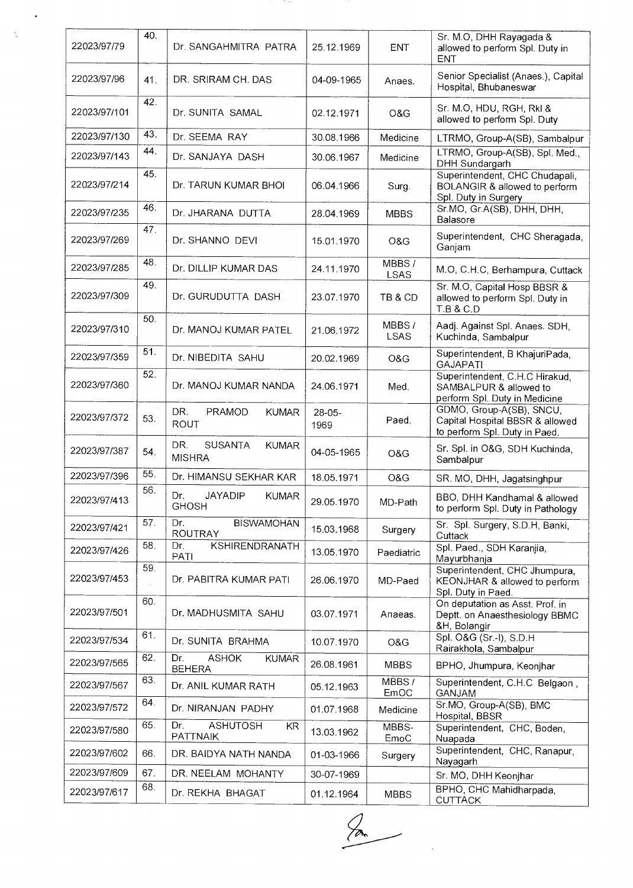| 22023/97/79 | 40. | Dr. SANGAHMITRA PATRA | 25.12.1969 | ENT | Sr. M.O, DHH Rayagada & allowed to perform Spl. Duty in ENT |
|---|---|---|---|---|---|
| 22023/97/96 | 41. | DR. SRIRAM CH. DAS | 04-09-1965 | Anaes. | Senior Specialist (Anaes.), Capital Hospital, Bhubaneswar |
| 22023/97/101 | 42. | Dr. SUNITA SAMAL | 02.12.1971 | O&G | Sr. M.O, HDU, RGH, Rkl & allowed to perform Spl. Duty |
| 22023/97/130 | 43. | Dr. SEEMA RAY | 30.08.1966 | Medicine | LTRMO, Group-A(SB), Sambalpur |
| 22023/97/143 | 44. | Dr. SANJAYA DASH | 30.06.1967 | Medicine | LTRMO, Group-A(SB), Spl. Med., DHH Sundargarh |
| 22023/97/214 | 45. | Dr. TARUN KUMAR BHOI | 06.04.1966 | Surg. | Superintendent, CHC Chudapali, BOLANGIR & allowed to perform Spl. Duty in Surgery |
| 22023/97/235 | 46. | Dr. JHARANA DUTTA | 28.04.1969 | MBBS | Sr.MO, Gr.A(SB), DHH, DHH, Balasore |
| 22023/97/269 | 47. | Dr. SHANNO DEVI | 15.01.1970 | O&G | Superintendent, CHC Sheragada, Ganjam |
| 22023/97/285 | 48. | Dr. DILLIP KUMAR DAS | 24.11.1970 | MBBS / LSAS | M.O, C.H.C, Berhampura, Cuttack |
| 22023/97/309 | 49. | Dr. GURUDUTTA DASH | 23.07.1970 | TB & CD | Sr. M.O, Capital Hosp BBSR & allowed to perform Spl. Duty in T.B & C.D |
| 22023/97/310 | 50. | Dr. MANOJ KUMAR PATEL | 21.06.1972 | MBBS / LSAS | Aadj. Against Spl. Anaes. SDH, Kuchinda, Sambalpur |
| 22023/97/359 | 51. | Dr. NIBEDITA SAHU | 20.02.1969 | O&G | Superintendent, B KhajuriPada, GAJAPATI |
| 22023/97/360 | 52. | Dr. MANOJ KUMAR NANDA | 24.06.1971 | Med. | Superintendent, C.H.C Hirakud, SAMBALPUR & allowed to perform Spl. Duty in Medicine |
| 22023/97/372 | 53. | DR. PRAMOD KUMAR ROUT | 28-05-1969 | Paed. | GDMO, Group-A(SB), SNCU, Capital Hospital BBSR & allowed to perform Spl. Duty in Paed. |
| 22023/97/387 | 54. | DR. SUSANTA KUMAR MISHRA | 04-05-1965 | O&G | Sr. Spl. in O&G, SDH Kuchinda, Sambalpur |
| 22023/97/396 | 55. | Dr. HIMANSU SEKHAR KAR | 18.05.1971 | O&G | SR. MO, DHH, Jagatsinghpur |
| 22023/97/413 | 56. | Dr. JAYADIP KUMAR GHOSH | 29.05.1970 | MD-Path | BBO, DHH Kandhamal & allowed to perform Spl. Duty in Pathology |
| 22023/97/421 | 57. | Dr. BISWAMOHAN ROUTRAY | 15.03.1968 | Surgery | Sr. Spl. Surgery, S.D.H, Banki, Cuttack |
| 22023/97/426 | 58. | Dr. KSHIRENDRANATH PATI | 13.05.1970 | Paediatric | Spl. Paed., SDH Karanjia, Mayurbhanja |
| 22023/97/453 | 59. | Dr. PABITRA KUMAR PATI | 26.06.1970 | MD-Paed | Superintendent, CHC Jhumpura, KEONJHAR & allowed to perform Spl. Duty in Paed. |
| 22023/97/501 | 60. | Dr. MADHUSMITA SAHU | 03.07.1971 | Anaeas. | On deputation as Asst. Prof. in Deptt. on Anaesthesiology BBMC &H, Bolangir |
| 22023/97/534 | 61. | Dr. SUNITA BRAHMA | 10.07.1970 | O&G | Spl. O&G (Sr.-I), S.D.H Rairakhola, Sambalpur |
| 22023/97/565 | 62. | Dr. ASHOK KUMAR BEHERA | 26.08.1961 | MBBS | BPHO, Jhumpura, Keonjhar |
| 22023/97/567 | 63. | Dr. ANIL KUMAR RATH | 05.12.1963 | MBBS / EmOC | Superintendent, C.H.C Belgaon , GANJAM |
| 22023/97/572 | 64. | Dr. NIRANJAN PADHY | 01.07.1968 | Medicine | Sr.MO, Group-A(SB), BMC Hospital, BBSR |
| 22023/97/580 | 65. | Dr. ASHUTOSH KR PATTNAIK | 13.03.1962 | MBBS-EmoC | Superintendent, CHC, Boden, Nuapada |
| 22023/97/602 | 66. | DR. BAIDYA NATH NANDA | 01-03-1966 | Surgery | Superintendent, CHC, Ranapur, Nayagarh |
| 22023/97/609 | 67. | DR. NEELAM MOHANTY | 30-07-1969 | | Sr. MO, DHH Keonjhar |
| 22023/97/617 | 68. | Dr. REKHA BHAGAT | 01.12.1964 | MBBS | BPHO, CHC Mahidharpada, CUTTACK |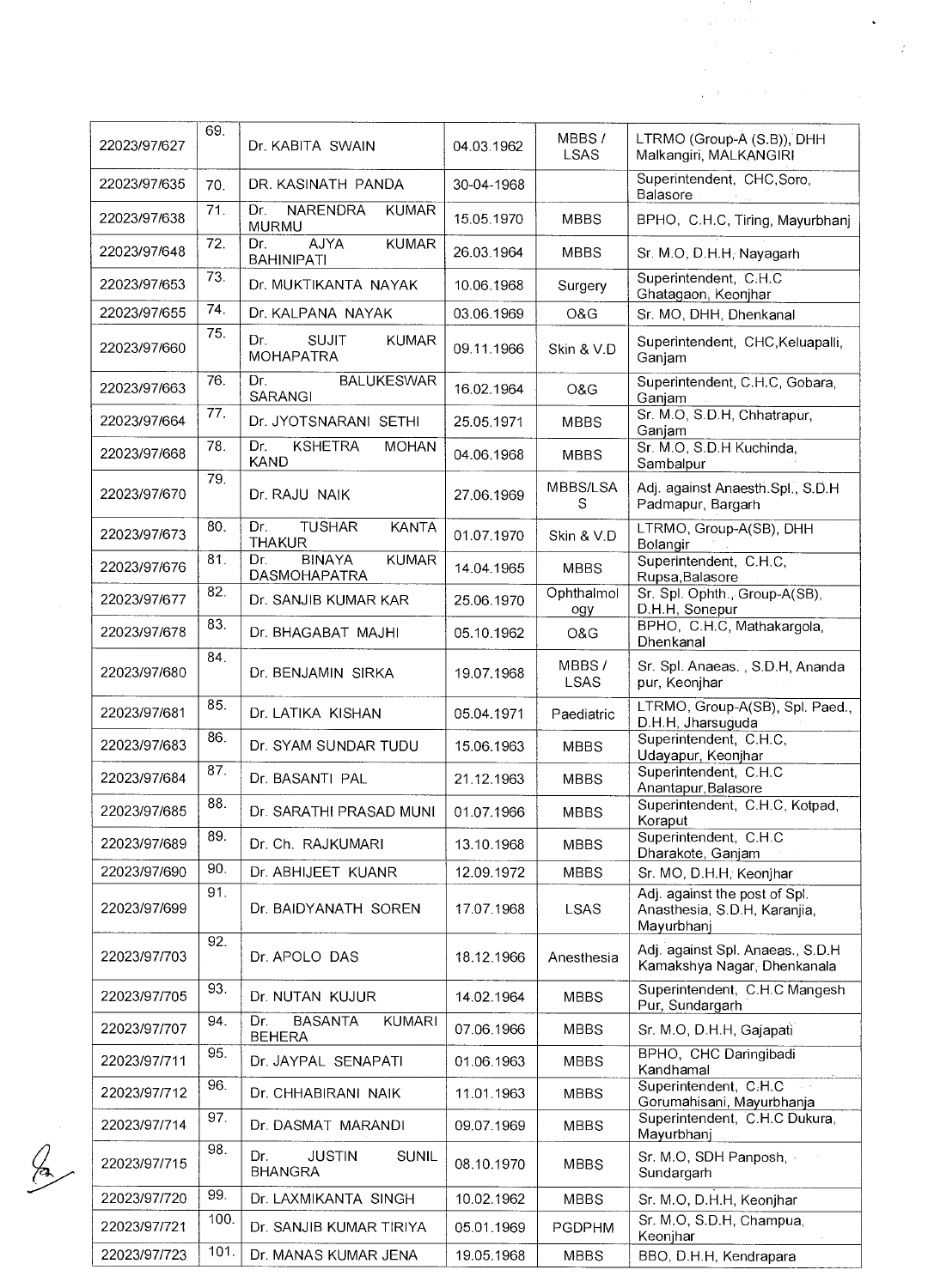| 22023/97/627 | 69. | Dr. KABITA SWAIN | 04.03.1962 | MBBS / LSAS | LTRMO (Group-A (S.B)), DHH Malkangiri, MALKANGIRI |
|---|---|---|---|---|---|
| 22023/97/635 | 70. | DR. KASINATH PANDA | 30-04-1968 | | Superintendent, CHC,Soro, Balasore |
| 22023/97/638 | 71. | Dr. NARENDRA KUMAR MURMU | 15.05.1970 | MBBS | BPHO, C.H.C, Tiring, Mayurbhanj |
| 22023/97/648 | 72. | Dr. AJYA KUMAR BAHINIPATI | 26.03.1964 | MBBS | Sr. M.O, D.H.H, Nayagarh |
| 22023/97/653 | 73. | Dr. MUKTIKANTA NAYAK | 10.06.1968 | Surgery | Superintendent, C.H.C Ghatagaon, Keonjhar |
| 22023/97/655 | 74. | Dr. KALPANA NAYAK | 03.06.1969 | O&G | Sr. MO, DHH, Dhenkanal |
| 22023/97/660 | 75. | Dr. SUJIT KUMAR MOHAPATRA | 09.11.1966 | Skin & V.D | Superintendent, CHC,Keluapalli, Ganjam |
| 22023/97/663 | 76. | Dr. BALUKESWAR SARANGI | 16.02.1964 | O&G | Superintendent, C.H.C, Gobara, Ganjam |
| 22023/97/664 | 77. | Dr. JYOTSNARANI SETHI | 25.05.1971 | MBBS | Sr. M.O, S.D.H, Chhatrapur, Ganjam |
| 22023/97/668 | 78. | Dr. KSHETRA MOHAN KAND | 04.06.1968 | MBBS | Sr. M.O, S.D.H Kuchinda, Sambalpur |
| 22023/97/670 | 79. | Dr. RAJU NAIK | 27.06.1969 | MBBS/LSAS | Adj. against Anaesth.Spl., S.D.H Padmapur, Bargarh |
| 22023/97/673 | 80. | Dr. TUSHAR KANTA THAKUR | 01.07.1970 | Skin & V.D | LTRMO, Group-A(SB), DHH Bolangir |
| 22023/97/676 | 81. | Dr. BINAYA KUMAR DASMOHAPATRA | 14.04.1965 | MBBS | Superintendent, C.H.C, Rupsa,Balasore |
| 22023/97/677 | 82. | Dr. SANJIB KUMAR KAR | 25.06.1970 | Ophthalmology | Sr. Spl. Ophth., Group-A(SB), D.H.H, Sonepur |
| 22023/97/678 | 83. | Dr. BHAGABAT MAJHI | 05.10.1962 | O&G | BPHO, C.H.C, Mathakargola, Dhenkanal |
| 22023/97/680 | 84. | Dr. BENJAMIN SIRKA | 19.07.1968 | MBBS / LSAS | Sr. Spl. Anaeas. , S.D.H, Ananda pur, Keonjhar |
| 22023/97/681 | 85. | Dr. LATIKA KISHAN | 05.04.1971 | Paediatric | LTRMO, Group-A(SB), Spl. Paed., D.H.H, Jharsuguda |
| 22023/97/683 | 86. | Dr. SYAM SUNDAR TUDU | 15.06.1963 | MBBS | Superintendent, C.H.C, Udayapur, Keonjhar |
| 22023/97/684 | 87. | Dr. BASANTI PAL | 21.12.1963 | MBBS | Superintendent, C.H.C Anantapur,Balasore |
| 22023/97/685 | 88. | Dr. SARATHI PRASAD MUNI | 01.07.1966 | MBBS | Superintendent, C.H.C, Kotpad, Koraput |
| 22023/97/689 | 89. | Dr. Ch. RAJKUMARI | 13.10.1968 | MBBS | Superintendent, C.H.C Dharakote, Ganjam |
| 22023/97/690 | 90. | Dr. ABHIJEET KUANR | 12.09.1972 | MBBS | Sr. MO, D.H.H, Keonjhar |
| 22023/97/699 | 91. | Dr. BAIDYANATH SOREN | 17.07.1968 | LSAS | Adj. against the post of Spl. Anasthesia, S.D.H, Karanjia, Mayurbhanj |
| 22023/97/703 | 92. | Dr. APOLO DAS | 18.12.1966 | Anesthesia | Adj. against Spl. Anaeas., S.D.H Kamakshya Nagar, Dhenkanala |
| 22023/97/705 | 93. | Dr. NUTAN KUJUR | 14.02.1964 | MBBS | Superintendent, C.H.C Mangesh Pur, Sundargarh |
| 22023/97/707 | 94. | Dr. BASANTA KUMARI BEHERA | 07.06.1966 | MBBS | Sr. M.O, D.H.H, Gajapati |
| 22023/97/711 | 95. | Dr. JAYPAL SENAPATI | 01.06.1963 | MBBS | BPHO, CHC Daringibadi Kandhamal |
| 22023/97/712 | 96. | Dr. CHHABIRANI NAIK | 11.01.1963 | MBBS | Superintendent, C.H.C Gorumahisani, Mayurbhanja |
| 22023/97/714 | 97. | Dr. DASMAT MARANDI | 09.07.1969 | MBBS | Superintendent, C.H.C Dukura, Mayurbhanj |
| 22023/97/715 | 98. | Dr. JUSTIN SUNIL BHANGRA | 08.10.1970 | MBBS | Sr. M.O, SDH Panposh, Sundargarh |
| 22023/97/720 | 99. | Dr. LAXMIKANTA SINGH | 10.02.1962 | MBBS | Sr. M.O, D.H.H, Keonjhar |
| 22023/97/721 | 100. | Dr. SANJIB KUMAR TIRIYA | 05.01.1969 | PGDPHM | Sr. M.O, S.D.H, Champua, Keonjhar |
| 22023/97/723 | 101. | Dr. MANAS KUMAR JENA | 19.05.1968 | MBBS | BBO, D.H.H, Kendrapara |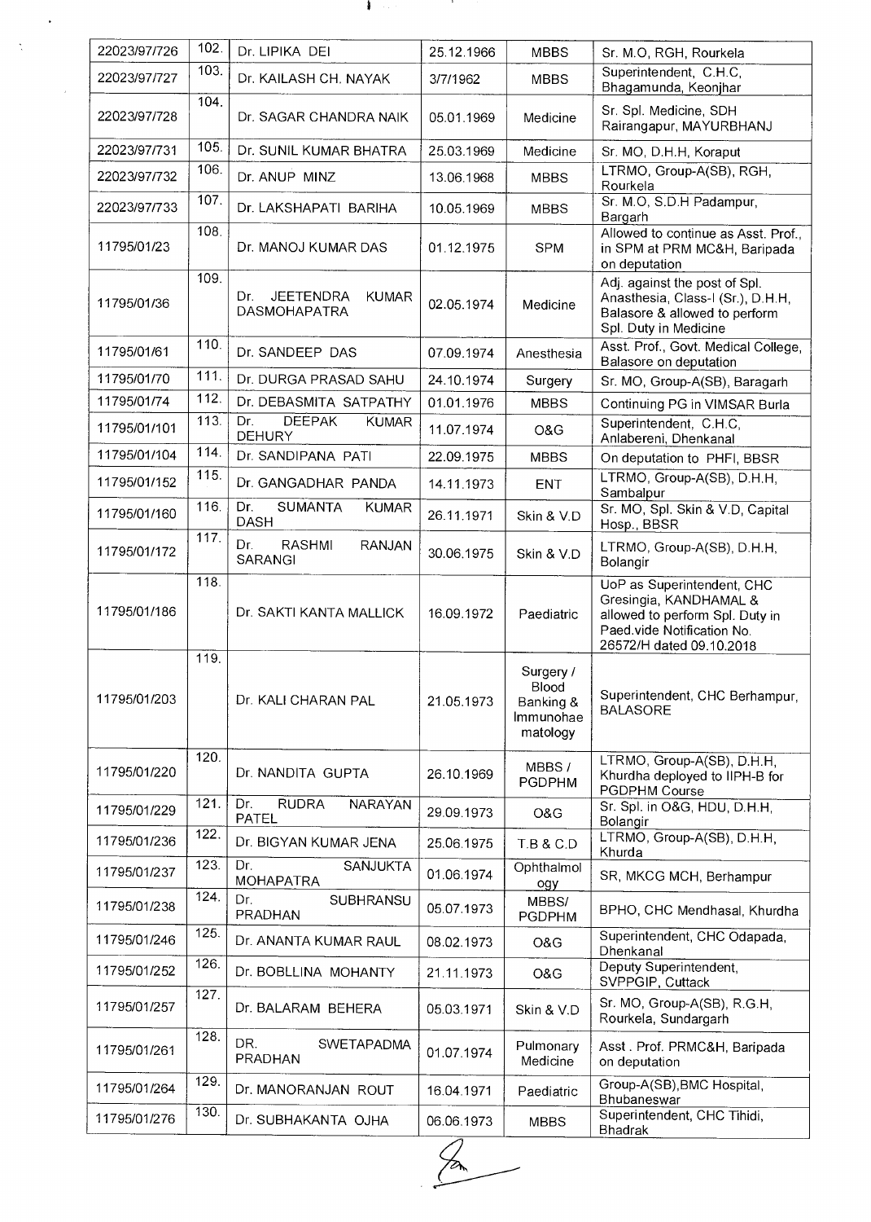| 22023/97/726 | 102. | Dr. LIPIKA DEI | 25.12.1966 | MBBS | Sr. M.O, RGH, Rourkela |
|---|---|---|---|---|---|
| 22023/97/727 | 103. | Dr. KAILASH CH. NAYAK | 3/7/1962 | MBBS | Superintendent, C.H.C, Bhagamunda, Keonjhar |
| 22023/97/728 | 104. | Dr. SAGAR CHANDRA NAIK | 05.01.1969 | Medicine | Sr. Spl. Medicine, SDH Rairangapur, MAYURBHANJ |
| 22023/97/731 | 105. | Dr. SUNIL KUMAR BHATRA | 25.03.1969 | Medicine | Sr. MO, D.H.H, Koraput |
| 22023/97/732 | 106. | Dr. ANUP MINZ | 13.06.1968 | MBBS | LTRMO, Group-A(SB), RGH, Rourkela |
| 22023/97/733 | 107. | Dr. LAKSHAPATI BARIHA | 10.05.1969 | MBBS | Sr. M.O, S.D.H Padampur, Bargarh |
| 11795/01/23 | 108. | Dr. MANOJ KUMAR DAS | 01.12.1975 | SPM | Allowed to continue as Asst. Prof., in SPM at PRM MC&H, Baripada on deputation |
| 11795/01/36 | 109. | Dr. JEETENDRA KUMAR DASMOHAPATRA | 02.05.1974 | Medicine | Adj. against the post of Spl. Anasthesia, Class-I (Sr.), D.H.H, Balasore & allowed to perform Spl. Duty in Medicine |
| 11795/01/61 | 110. | Dr. SANDEEP DAS | 07.09.1974 | Anesthesia | Asst. Prof., Govt. Medical College, Balasore on deputation |
| 11795/01/70 | 111. | Dr. DURGA PRASAD SAHU | 24.10.1974 | Surgery | Sr. MO, Group-A(SB), Baragarh |
| 11795/01/74 | 112. | Dr. DEBASMITA SATPATHY | 01.01.1976 | MBBS | Continuing PG in VIMSAR Burla |
| 11795/01/101 | 113. | Dr. DEEPAK KUMAR DEHURY | 11.07.1974 | O&G | Superintendent, C.H.C, Anlabereni, Dhenkanal |
| 11795/01/104 | 114. | Dr. SANDIPANA PATI | 22.09.1975 | MBBS | On deputation to PHFI, BBSR |
| 11795/01/152 | 115. | Dr. GANGADHAR PANDA | 14.11.1973 | ENT | LTRMO, Group-A(SB), D.H.H, Sambalpur |
| 11795/01/160 | 116. | Dr. SUMANTA KUMAR DASH | 26.11.1971 | Skin & V.D | Sr. MO, Spl. Skin & V.D, Capital Hosp., BBSR |
| 11795/01/172 | 117. | Dr. RASHMI RANJAN SARANGI | 30.06.1975 | Skin & V.D | LTRMO, Group-A(SB), D.H.H, Bolangir |
| 11795/01/186 | 118. | Dr. SAKTI KANTA MALLICK | 16.09.1972 | Paediatric | UoP as Superintendent, CHC Gresingia, KANDHAMAL & allowed to perform Spl. Duty in Paed.vide Notification No. 26572/H dated 09.10.2018 |
| 11795/01/203 | 119. | Dr. KALI CHARAN PAL | 21.05.1973 | Surgery / Blood Banking & Immunohae matology | Superintendent, CHC Berhampur, BALASORE |
| 11795/01/220 | 120. | Dr. NANDITA GUPTA | 26.10.1969 | MBBS / PGDPHM | LTRMO, Group-A(SB), D.H.H, Khurdha deployed to IIPH-B for PGDPHM Course |
| 11795/01/229 | 121. | Dr. RUDRA NARAYAN PATEL | 29.09.1973 | O&G | Sr. Spl. in O&G, HDU, D.H.H, Bolangir |
| 11795/01/236 | 122. | Dr. BIGYAN KUMAR JENA | 25.06.1975 | T.B & C.D | LTRMO, Group-A(SB), D.H.H, Khurda |
| 11795/01/237 | 123. | Dr. SANJUKTA MOHAPATRA | 01.06.1974 | Ophthalmology | SR, MKCG MCH, Berhampur |
| 11795/01/238 | 124. | Dr. SUBHRANSU PRADHAN | 05.07.1973 | MBBS/ PGDPHM | BPHO, CHC Mendhasal, Khurdha |
| 11795/01/246 | 125. | Dr. ANANTA KUMAR RAUL | 08.02.1973 | O&G | Superintendent, CHC Odapada, Dhenkanal |
| 11795/01/252 | 126. | Dr. BOBLLINA MOHANTY | 21.11.1973 | O&G | Deputy Superintendent, SVPPGIP, Cuttack |
| 11795/01/257 | 127. | Dr. BALARAM BEHERA | 05.03.1971 | Skin & V.D | Sr. MO, Group-A(SB), R.G.H, Rourkela, Sundargarh |
| 11795/01/261 | 128. | DR. SWETAPADMA PRADHAN | 01.07.1974 | Pulmonary Medicine | Asst . Prof. PRMC&H, Baripada on deputation |
| 11795/01/264 | 129. | Dr. MANORANJAN ROUT | 16.04.1971 | Paediatric | Group-A(SB),BMC Hospital, Bhubaneswar |
| 11795/01/276 | 130. | Dr. SUBHAKANTA OJHA | 06.06.1973 | MBBS | Superintendent, CHC Tihidi, Bhadrak |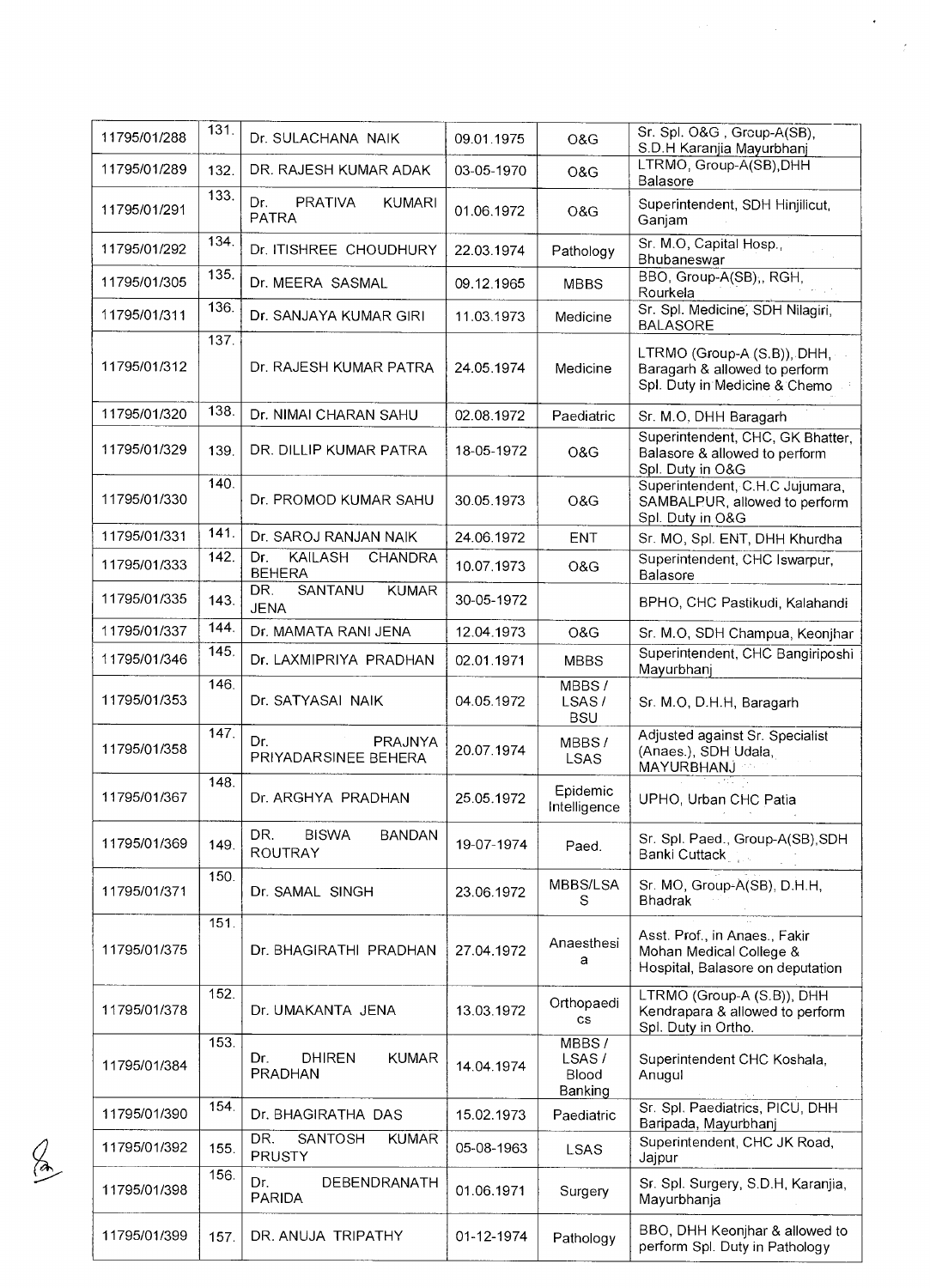| | | | | | |
|---|---|---|---|---|---|
| 11795/01/288 | 131. | Dr. SULACHANA NAIK | 09.01.1975 | O&G | Sr. Spl. O&G , Group-A(SB), S.D.H Karanjia Mayurbhanj |
| 11795/01/289 | 132. | DR. RAJESH KUMAR ADAK | 03-05-1970 | O&G | LTRMO, Group-A(SB),DHH Balasore |
| 11795/01/291 | 133. | Dr. PRATIVA KUMARI PATRA | 01.06.1972 | O&G | Superintendent, SDH Hinjilicut, Ganjam |
| 11795/01/292 | 134. | Dr. ITISHREE CHOUDHURY | 22.03.1974 | Pathology | Sr. M.O, Capital Hosp., Bhubaneswar |
| 11795/01/305 | 135. | Dr. MEERA SASMAL | 09.12.1965 | MBBS | BBO, Group-A(SB),, RGH, Rourkela |
| 11795/01/311 | 136. | Dr. SANJAYA KUMAR GIRI | 11.03.1973 | Medicine | Sr. Spl. Medicine, SDH Nilagiri, BALASORE |
| 11795/01/312 | 137. | Dr. RAJESH KUMAR PATRA | 24.05.1974 | Medicine | LTRMO (Group-A (S.B)), DHH, Baragarh & allowed to perform Spl. Duty in Medicine & Chemo |
| 11795/01/320 | 138. | Dr. NIMAI CHARAN SAHU | 02.08.1972 | Paediatric | Sr. M.O, DHH Baragarh |
| 11795/01/329 | 139. | DR. DILLIP KUMAR PATRA | 18-05-1972 | O&G | Superintendent, CHC, GK Bhatter, Balasore & allowed to perform Spl. Duty in O&G |
| 11795/01/330 | 140. | Dr. PROMOD KUMAR SAHU | 30.05.1973 | O&G | Superintendent, C.H.C Jujumara, SAMBALPUR, allowed to perform Spl. Duty in O&G |
| 11795/01/331 | 141. | Dr. SAROJ RANJAN NAIK | 24.06.1972 | ENT | Sr. MO, Spl. ENT, DHH Khurdha |
| 11795/01/333 | 142. | Dr. KAILASH CHANDRA BEHERA | 10.07.1973 | O&G | Superintendent, CHC Iswarpur, Balasore |
| 11795/01/335 | 143. | DR. SANTANU KUMAR JENA | 30-05-1972 | | BPHO, CHC Pastikudi, Kalahandi |
| 11795/01/337 | 144. | Dr. MAMATA RANI JENA | 12.04.1973 | O&G | Sr. M.O, SDH Champua, Keonjhar |
| 11795/01/346 | 145. | Dr. LAXMIPRIYA PRADHAN | 02.01.1971 | MBBS | Superintendent, CHC Bangiriposhi Mayurbhanj |
| 11795/01/353 | 146. | Dr. SATYASAI NAIK | 04.05.1972 | MBBS / LSAS / BSU | Sr. M.O, D.H.H, Baragarh |
| 11795/01/358 | 147. | Dr. PRAJNYA PRIYADARSINEE BEHERA | 20.07.1974 | MBBS / LSAS | Adjusted against Sr. Specialist (Anaes.), SDH Udala, MAYURBHANJ |
| 11795/01/367 | 148. | Dr. ARGHYA PRADHAN | 25.05.1972 | Epidemic Intelligence | UPHO, Urban CHC Patia |
| 11795/01/369 | 149. | DR. BISWA BANDAN ROUTRAY | 19-07-1974 | Paed. | Sr. Spl. Paed., Group-A(SB),SDH Banki Cuttack |
| 11795/01/371 | 150. | Dr. SAMAL SINGH | 23.06.1972 | MBBS/LSAS | Sr. MO, Group-A(SB), D.H.H, Bhadrak |
| 11795/01/375 | 151. | Dr. BHAGIRATHI PRADHAN | 27.04.1972 | Anaesthesia | Asst. Prof., in Anaes., Fakir Mohan Medical College & Hospital, Balasore on deputation |
| 11795/01/378 | 152. | Dr. UMAKANTA JENA | 13.03.1972 | Orthopaedics | LTRMO (Group-A (S.B)), DHH Kendrapara & allowed to perform Spl. Duty in Ortho. |
| 11795/01/384 | 153. | Dr. DHIREN KUMAR PRADHAN | 14.04.1974 | MBBS / LSAS / Blood Banking | Superintendent CHC Koshala, Anugul |
| 11795/01/390 | 154. | Dr. BHAGIRATHA DAS | 15.02.1973 | Paediatric | Sr. Spl. Paediatrics, PICU, DHH Baripada, Mayurbhanj |
| 11795/01/392 | 155. | DR. SANTOSH KUMAR PRUSTY | 05-08-1963 | LSAS | Superintendent, CHC JK Road, Jajpur |
| 11795/01/398 | 156. | Dr. DEBENDRANATH PARIDA | 01.06.1971 | Surgery | Sr. Spl. Surgery, S.D.H, Karanjia, Mayurbhanja |
| 11795/01/399 | 157. | DR. ANUJA TRIPATHY | 01-12-1974 | Pathology | BBO, DHH Keonjhar & allowed to perform Spl. Duty in Pathology |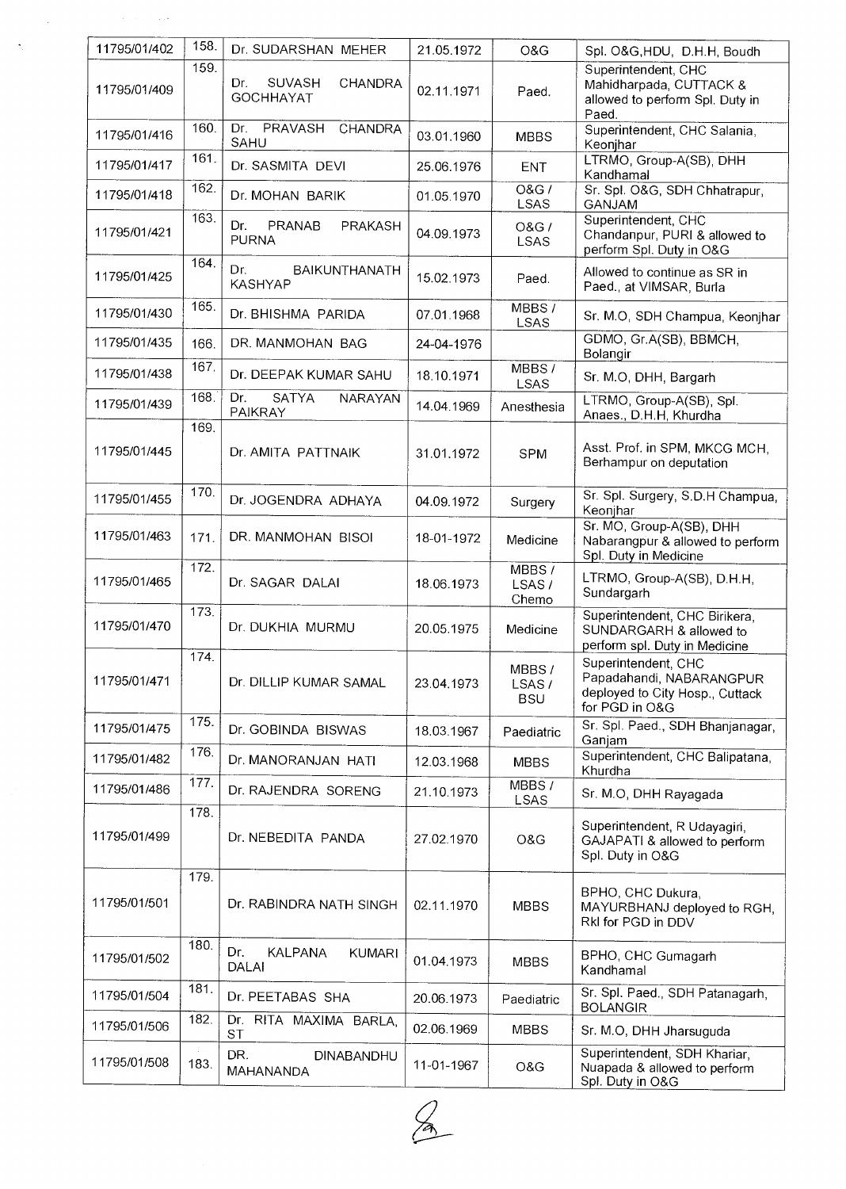| 11795/01/402 | 158. | Dr. SUDARSHAN MEHER | 21.05.1972 | O&G | Spl. O&G,HDU, D.H.H, Boudh |
|---|---|---|---|---|---|
| 11795/01/409 | 159. | Dr. SUVASH CHANDRA GOCHHAYAT | 02.11.1971 | Paed. | Superintendent, CHC Mahidharpada, CUTTACK & allowed to perform Spl. Duty in Paed. |
| 11795/01/416 | 160. | Dr. PRAVASH CHANDRA SAHU | 03.01.1960 | MBBS | Superintendent, CHC Salania, Keonjhar |
| 11795/01/417 | 161. | Dr. SASMITA DEVI | 25.06.1976 | ENT | LTRMO, Group-A(SB), DHH Kandhamal |
| 11795/01/418 | 162. | Dr. MOHAN BARIK | 01.05.1970 | O&G / LSAS | Sr. Spl. O&G, SDH Chhatrapur, GANJAM |
| 11795/01/421 | 163. | Dr. PRANAB PRAKASH PURNA | 04.09.1973 | O&G / LSAS | Superintendent, CHC Chandanpur, PURI & allowed to perform Spl. Duty in O&G |
| 11795/01/425 | 164. | Dr. BAIKUNTHANATH KASHYAP | 15.02.1973 | Paed. | Allowed to continue as SR in Paed., at VIMSAR, Burla |
| 11795/01/430 | 165. | Dr. BHISHMA PARIDA | 07.01.1968 | MBBS / LSAS | Sr. M.O, SDH Champua, Keonjhar |
| 11795/01/435 | 166. | DR. MANMOHAN BAG | 24-04-1976 | | GDMO, Gr.A(SB), BBMCH, Bolangir |
| 11795/01/438 | 167. | Dr. DEEPAK KUMAR SAHU | 18.10.1971 | MBBS / LSAS | Sr. M.O, DHH, Bargarh |
| 11795/01/439 | 168. | Dr. SATYA NARAYAN PAIKRAY | 14.04.1969 | Anesthesia | LTRMO, Group-A(SB), Spl. Anaes., D.H.H, Khurdha |
| 11795/01/445 | 169. | Dr. AMITA PATTNAIK | 31.01.1972 | SPM | Asst. Prof. in SPM, MKCG MCH, Berhampur on deputation |
| 11795/01/455 | 170. | Dr. JOGENDRA ADHAYA | 04.09.1972 | Surgery | Sr. Spl. Surgery, S.D.H Champua, Keonjhar |
| 11795/01/463 | 171. | DR. MANMOHAN BISOI | 18-01-1972 | Medicine | Sr. MO, Group-A(SB), DHH Nabarangpur & allowed to perform Spl. Duty in Medicine |
| 11795/01/465 | 172. | Dr. SAGAR DALAI | 18.06.1973 | MBBS / LSAS / Chemo | LTRMO, Group-A(SB), D.H.H, Sundargarh |
| 11795/01/470 | 173. | Dr. DUKHIA MURMU | 20.05.1975 | Medicine | Superintendent, CHC Birikera, SUNDARGARH & allowed to perform spl. Duty in Medicine |
| 11795/01/471 | 174. | Dr. DILLIP KUMAR SAMAL | 23.04.1973 | MBBS / LSAS / BSU | Superintendent, CHC Papadahandi, NABARANGPUR deployed to City Hosp., Cuttack for PGD in O&G |
| 11795/01/475 | 175. | Dr. GOBINDA BISWAS | 18.03.1967 | Paediatric | Sr. Spl. Paed., SDH Bhanjanagar, Ganjam |
| 11795/01/482 | 176. | Dr. MANORANJAN HATI | 12.03.1968 | MBBS | Superintendent, CHC Balipatana, Khurdha |
| 11795/01/486 | 177. | Dr. RAJENDRA SORENG | 21.10.1973 | MBBS / LSAS | Sr. M.O, DHH Rayagada |
| 11795/01/499 | 178. | Dr. NEBEDITA PANDA | 27.02.1970 | O&G | Superintendent, R Udayagiri, GAJAPATI & allowed to perform Spl. Duty in O&G |
| 11795/01/501 | 179. | Dr. RABINDRA NATH SINGH | 02.11.1970 | MBBS | BPHO, CHC Dukura, MAYURBHANJ deployed to RGH, Rkl for PGD in DDV |
| 11795/01/502 | 180. | Dr. KALPANA KUMARI DALAI | 01.04.1973 | MBBS | BPHO, CHC Gumagarh Kandhamal |
| 11795/01/504 | 181. | Dr. PEETABAS SHA | 20.06.1973 | Paediatric | Sr. Spl. Paed., SDH Patanagarh, BOLANGIR |
| 11795/01/506 | 182. | Dr. RITA MAXIMA BARLA, ST | 02.06.1969 | MBBS | Sr. M.O, DHH Jharsuguda |
| 11795/01/508 | 183. | DR. DINABANDHU MAHANANDA | 11-01-1967 | O&G | Superintendent, SDH Khariar, Nuapada & allowed to perform Spl. Duty in O&G |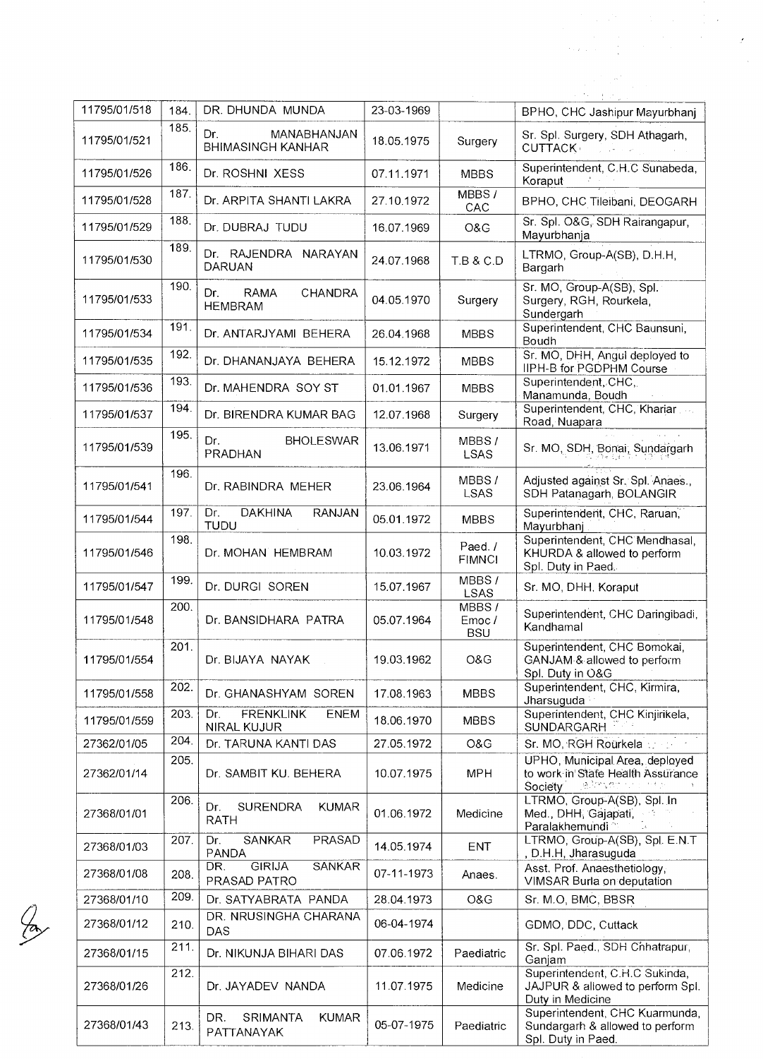| | | | | | |
|---|---|---|---|---|---|
| 11795/01/518 | 184. | DR. DHUNDA MUNDA | 23-03-1969 | | BPHO, CHC Jashipur Mayurbhanj |
| 11795/01/521 | 185. | Dr. MANABHANJAN BHIMASINGH KANHAR | 18.05.1975 | Surgery | Sr. Spl. Surgery, SDH Athagarh, CUTTACK |
| 11795/01/526 | 186. | Dr. ROSHNI XESS | 07.11.1971 | MBBS | Superintendent, C.H.C Sunabeda, Koraput |
| 11795/01/528 | 187. | Dr. ARPITA SHANTI LAKRA | 27.10.1972 | MBBS / CAC | BPHO, CHC Tileibani, DEOGARH |
| 11795/01/529 | 188. | Dr. DUBRAJ TUDU | 16.07.1969 | O&G | Sr. Spl. O&G, SDH Rairangapur, Mayurbhanja |
| 11795/01/530 | 189. | Dr. RAJENDRA NARAYAN DARUAN | 24.07.1968 | T.B & C.D | LTRMO, Group-A(SB), D.H.H, Bargarh |
| 11795/01/533 | 190. | Dr. RAMA CHANDRA HEMBRAM | 04.05.1970 | Surgery | Sr. MO, Group-A(SB), Spl. Surgery, RGH, Rourkela, Sundergarh |
| 11795/01/534 | 191. | Dr. ANTARJYAMI BEHERA | 26.04.1968 | MBBS | Superintendent, CHC Baunsuni, Boudh |
| 11795/01/535 | 192. | Dr. DHANANJAYA BEHERA | 15.12.1972 | MBBS | Sr. MO, DHH, Angul deployed to IIPH-B for PGDPHM Course |
| 11795/01/536 | 193. | Dr. MAHENDRA SOY ST | 01.01.1967 | MBBS | Superintendent, CHC, Manamunda, Boudh |
| 11795/01/537 | 194. | Dr. BIRENDRA KUMAR BAG | 12.07.1968 | Surgery | Superintendent, CHC, Khariar Road, Nuapara |
| 11795/01/539 | 195. | Dr. BHOLESWAR PRADHAN | 13.06.1971 | MBBS / LSAS | Sr. MO, SDH, Bonai, Sundargarh |
| 11795/01/541 | 196. | Dr. RABINDRA MEHER | 23.06.1964 | MBBS / LSAS | Adjusted against Sr. Spl. Anaes., SDH Patanagarh, BOLANGIR |
| 11795/01/544 | 197. | Dr. DAKHINA RANJAN TUDU | 05.01.1972 | MBBS | Superintendent, CHC, Raruan, Mayurbhanj |
| 11795/01/546 | 198. | Dr. MOHAN HEMBRAM | 10.03.1972 | Paed. / FIMNCI | Superintendent, CHC Mendhasal, KHURDA & allowed to perform Spl. Duty in Paed. |
| 11795/01/547 | 199. | Dr. DURGI SOREN | 15.07.1967 | MBBS / LSAS | Sr. MO, DHH, Koraput |
| 11795/01/548 | 200. | Dr. BANSIDHARA PATRA | 05.07.1964 | MBBS / Emoc / BSU | Superintendent, CHC Daringibadi, Kandhamal |
| 11795/01/554 | 201. | Dr. BIJAYA NAYAK | 19.03.1962 | O&G | Superintendent, CHC Bomokai, GANJAM & allowed to perform Spl. Duty in O&G |
| 11795/01/558 | 202. | Dr. GHANASHYAM SOREN | 17.08.1963 | MBBS | Superintendent, CHC, Kirmira, Jharsuguda |
| 11795/01/559 | 203. | Dr. FRENKLINK ENEM NIRAL KUJUR | 18.06.1970 | MBBS | Superintendent, CHC Kinjirikela, SUNDARGARH |
| 27362/01/05 | 204. | Dr. TARUNA KANTI DAS | 27.05.1972 | O&G | Sr. MO, RGH Rourkela |
| 27362/01/14 | 205. | Dr. SAMBIT KU. BEHERA | 10.07.1975 | MPH | UPHO, Municipal Area, deployed to work in State Health Assurance Society |
| 27368/01/01 | 206. | Dr. SURENDRA KUMAR RATH | 01.06.1972 | Medicine | LTRMO, Group-A(SB), Spl. In Med., DHH, Gajapati, Paralakhemundi |
| 27368/01/03 | 207. | Dr. SANKAR PRASAD PANDA | 14.05.1974 | ENT | LTRMO, Group-A(SB), Spl. E.N.T, D.H.H, Jharsuguda |
| 27368/01/08 | 208. | DR. GIRIJA SANKAR PRASAD PATRO | 07-11-1973 | Anaes. | Asst. Prof. Anaesthetiology, VIMSAR Burla on deputation |
| 27368/01/10 | 209. | Dr. SATYABRATA PANDA | 28.04.1973 | O&G | Sr. M.O, BMC, BBSR |
| 27368/01/12 | 210. | DR. NRUSINGHA CHARANA DAS | 06-04-1974 | | GDMO, DDC, Cuttack |
| 27368/01/15 | 211. | Dr. NIKUNJA BIHARI DAS | 07.06.1972 | Paediatric | Sr. Spl. Paed., SDH Chhatrapur, Ganjam |
| 27368/01/26 | 212. | Dr. JAYADEV NANDA | 11.07.1975 | Medicine | Superintendent, C.H.C Sukinda, JAJPUR & allowed to perform Spl. Duty in Medicine |
| 27368/01/43 | 213. | DR. SRIMANTA KUMAR PATTANAYAK | 05-07-1975 | Paediatric | Superintendent, CHC Kuarmunda, Sundargarh & allowed to perform Spl. Duty in Paed. |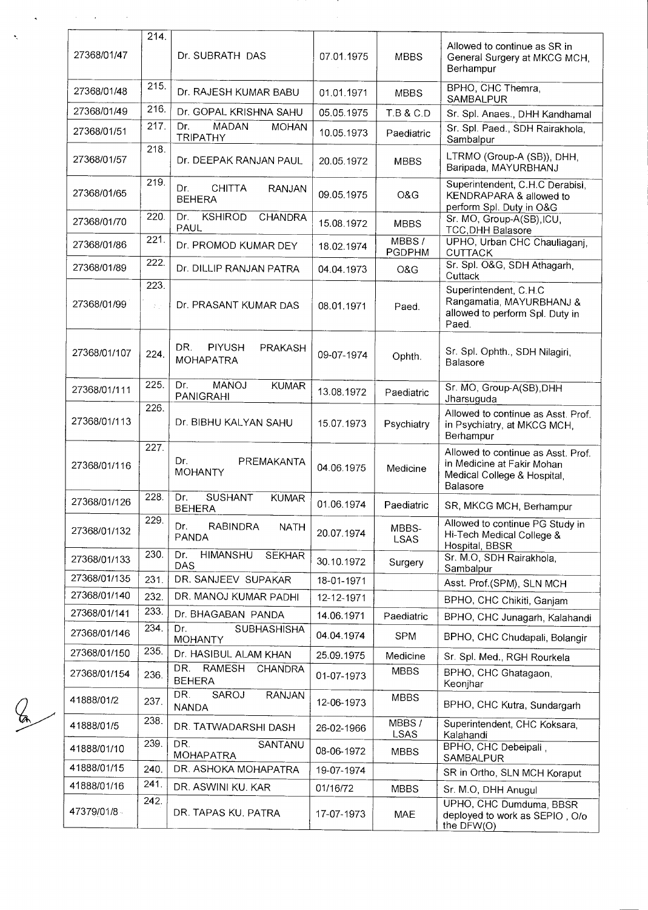| 27368/01/47 | 214. | Dr. SUBRATH DAS | 07.01.1975 | MBBS | Allowed to continue as SR in General Surgery at MKCG MCH, Berhampur |
|---|---|---|---|---|---|
| 27368/01/48 | 215. | Dr. RAJESH KUMAR BABU | 01.01.1971 | MBBS | BPHO, CHC Themra, SAMBALPUR |
| 27368/01/49 | 216. | Dr. GOPAL KRISHNA SAHU | 05.05.1975 | T.B & C.D | Sr. Spl. Anaes., DHH Kandhamal |
| 27368/01/51 | 217. | Dr. MADAN MOHAN TRIPATHY | 10.05.1973 | Paediatric | Sr. Spl. Paed., SDH Rairakhola, Sambalpur |
| 27368/01/57 | 218. | Dr. DEEPAK RANJAN PAUL | 20.05.1972 | MBBS | LTRMO (Group-A (SB)), DHH, Baripada, MAYURBHANJ |
| 27368/01/65 | 219. | Dr. CHITTA RANJAN BEHERA | 09.05.1975 | O&G | Superintendent, C.H.C Derabisi, KENDRAPARA & allowed to perform Spl. Duty in O&G |
| 27368/01/70 | 220. | Dr. KSHIROD CHANDRA PAUL | 15.08.1972 | MBBS | Sr. MO, Group-A(SB),ICU, TCC,DHH Balasore |
| 27368/01/86 | 221. | Dr. PROMOD KUMAR DEY | 18.02.1974 | MBBS / PGDPHM | UPHO, Urban CHC Chauliaganj, CUTTACK |
| 27368/01/89 | 222. | Dr. DILLIP RANJAN PATRA | 04.04.1973 | O&G | Sr. Spl. O&G, SDH Athagarh, Cuttack |
| 27368/01/99 | 223. | Dr. PRASANT KUMAR DAS | 08.01.1971 | Paed. | Superintendent, C.H.C Rangamatia, MAYURBHANJ & allowed to perform Spl. Duty in Paed. |
| 27368/01/107 | 224. | DR. PIYUSH PRAKASH MOHAPATRA | 09-07-1974 | Ophth. | Sr. Spl. Ophth., SDH Nilagiri, Balasore |
| 27368/01/111 | 225. | Dr. MANOJ KUMAR PANIGRAHI | 13.08.1972 | Paediatric | Sr. MO, Group-A(SB),DHH Jharsuguda |
| 27368/01/113 | 226. | Dr. BIBHU KALYAN SAHU | 15.07.1973 | Psychiatry | Allowed to continue as Asst. Prof. in Psychiatry, at MKCG MCH, Berhampur |
| 27368/01/116 | 227. | Dr. PREMAKANTA MOHANTY | 04.06.1975 | Medicine | Allowed to continue as Asst. Prof. in Medicine at Fakir Mohan Medical College & Hospital, Balasore |
| 27368/01/126 | 228. | Dr. SUSHANT KUMAR BEHERA | 01.06.1974 | Paediatric | SR, MKCG MCH, Berhampur |
| 27368/01/132 | 229. | Dr. RABINDRA NATH PANDA | 20.07.1974 | MBBS-LSAS | Allowed to continue PG Study in Hi-Tech Medical College & Hospital, BBSR |
| 27368/01/133 | 230. | Dr. HIMANSHU SEKHAR DAS | 30.10.1972 | Surgery | Sr. M.O, SDH Rairakhola, Sambalpur |
| 27368/01/135 | 231. | DR. SANJEEV SUPAKAR | 18-01-1971 | | Asst. Prof.(SPM), SLN MCH |
| 27368/01/140 | 232. | DR. MANOJ KUMAR PADHI | 12-12-1971 | | BPHO, CHC Chikiti, Ganjam |
| 27368/01/141 | 233. | Dr. BHAGABAN PANDA | 14.06.1971 | Paediatric | BPHO, CHC Junagarh, Kalahandi |
| 27368/01/146 | 234. | Dr. SUBHASHISHA MOHANTY | 04.04.1974 | SPM | BPHO, CHC Chudapali, Bolangir |
| 27368/01/150 | 235. | Dr. HASIBUL ALAM KHAN | 25.09.1975 | Medicine | Sr. Spl. Med., RGH Rourkela |
| 27368/01/154 | 236. | DR. RAMESH CHANDRA BEHERA | 01-07-1973 | MBBS | BPHO, CHC Ghatagaon, Keonjhar |
| 41888/01/2 | 237. | DR. SAROJ RANJAN NANDA | 12-06-1973 | MBBS | BPHO, CHC Kutra, Sundargarh |
| 41888/01/5 | 238. | DR. TATWADARSHI DASH | 26-02-1966 | MBBS / LSAS | Superintendent, CHC Koksara, Kalahandi |
| 41888/01/10 | 239. | DR. SANTANU MOHAPATRA | 08-06-1972 | MBBS | BPHO, CHC Debeipali , SAMBALPUR |
| 41888/01/15 | 240. | DR. ASHOKA MOHAPATRA | 19-07-1974 | | SR in Ortho, SLN MCH Koraput |
| 41888/01/16 | 241. | DR. ASWINI KU. KAR | 01/16/72 | MBBS | Sr. M.O, DHH Anugul |
| 47379/01/8 | 242. | DR. TAPAS KU. PATRA | 17-07-1973 | MAE | UPHO, CHC Dumduma, BBSR deployed to work as SEPIO , O/o the DFW(O) |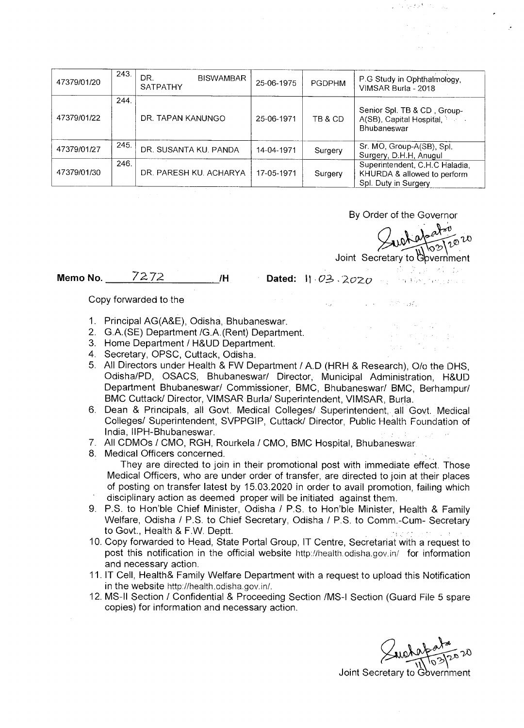| | | | | | |
|---|---|---|---|---|---|
| 47379/01/20 | 243. | DR. BISWAMBAR SATPATHY | 25-06-1975 | PGDPHM | P.G Study in Ophthalmology, VIMSAR Burla - 2018 |
| 47379/01/22 | 244. | DR. TAPAN KANUNGO | 25-06-1971 | TB & CD | Senior Spl. TB & CD , Group-A(SB), Capital Hospital, Bhubaneswar |
| 47379/01/27 | 245. | DR. SUSANTA KU. PANDA | 14-04-1971 | Surgery | Sr. MO, Group-A(SB), Spl. Surgery, D.H.H, Anugul |
| 47379/01/30 | 246. | DR. PARESH KU. ACHARYA | 17-05-1971 | Surgery | Superintendent, C.H.C Haladia, KHURDA & allowed to perform Spl. Duty in Surgery |

By Order of the Governor

Sd/- 11/03/2020

Joint Secretary to Government

**Memo No.** 7272 **/H** **Dated:** 11.03.2020

Copy forwarded to the

1. Principal AG(A&E), Odisha, Bhubaneswar.
2. G.A.(SE) Department /G.A.(Rent) Department.
3. Home Department / H&UD Department.
4. Secretary, OPSC, Cuttack, Odisha.
5. All Directors under Health & FW Department / A.D (HRH & Research), O/o the DHS, Odisha/PD, OSACS, Bhubaneswar/ Director, Municipal Administration, H&UD Department Bhubaneswar/ Commissioner, BMC, Bhubaneswar/ BMC, Berhampur/ BMC Cuttack/ Director, VIMSAR Burla/ Superintendent, VIMSAR, Burla.
6. Dean & Principals, all Govt. Medical Colleges/ Superintendent, all Govt. Medical Colleges/ Superintendent, SVPPGIP, Cuttack/ Director, Public Health Foundation of India, IIPH-Bhubaneswar.
7. All CDMOs / CMO, RGH, Rourkela / CMO, BMC Hospital, Bhubaneswar.
8. Medical Officers concerned.
   They are directed to join in their promotional post with immediate effect. Those Medical Officers, who are under order of transfer, are directed to join at their places of posting on transfer latest by 15.03.2020 in order to avail promotion, failing which disciplinary action as deemed proper will be initiated against them.
9. P.S. to Hon'ble Chief Minister, Odisha / P.S. to Hon'ble Minister, Health & Family Welfare, Odisha / P.S. to Chief Secretary, Odisha / P.S. to Comm.-Cum- Secretary to Govt., Health & F.W. Deptt.
10. Copy forwarded to Head, State Portal Group, IT Centre, Secretariat with a request to post this notification in the official website http://health.odisha.gov.in/ for information and necessary action.
11. IT Cell, Health& Family Welfare Department with a request to upload this Notification in the website http://health.odisha.gov.in/.
12. MS-II Section / Confidential & Proceeding Section /MS-I Section (Guard File 5 spare copies) for information and necessary action.

Sd/- 11/03/2020

Joint Secretary to Government